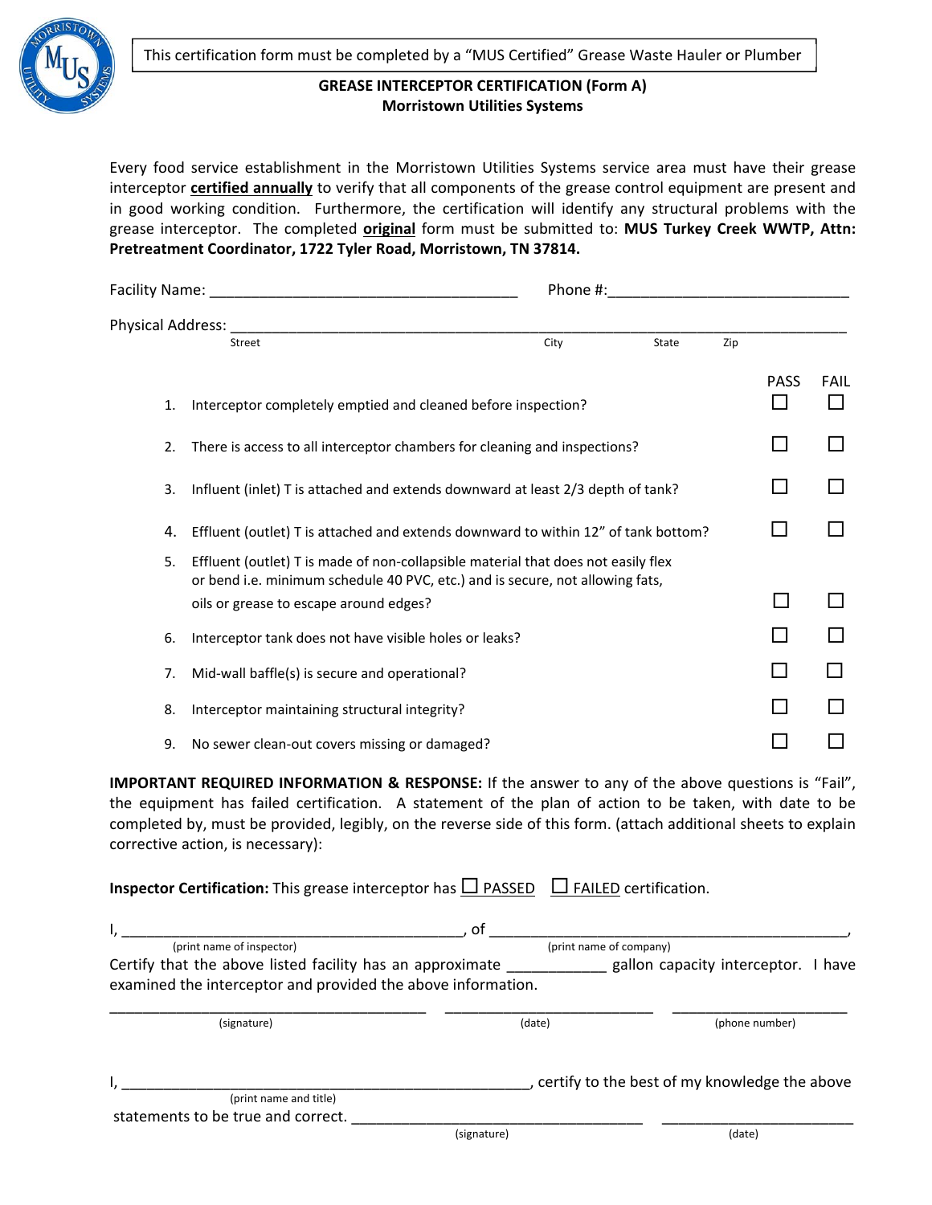This certification form must be completed by a "MUS Certified" Grease Waste Hauler or Plumber

**GREASE INTERCEPTOR CERTIFICATION (Form A)**
**Morristown Utilities Systems**

Every food service establishment in the Morristown Utilities Systems service area must have their grease interceptor **certified annually** to verify that all components of the grease control equipment are present and in good working condition. Furthermore, the certification will identify any structural problems with the grease interceptor. The completed **original** form must be submitted to: **MUS Turkey Creek WWTP, Attn: Pretreatment Coordinator, 1722 Tyler Road, Morristown, TN 37814.**

Facility Name: ____________________________________ Phone #:____________________________

Physical Address: ____________________________________________________________________________
Street City State Zip

| | | PASS | FAIL |
|---|---|---|---|
| 1. | Interceptor completely emptied and cleaned before inspection? | ☐ | ☐ |
| 2. | There is access to all interceptor chambers for cleaning and inspections? | ☐ | ☐ |
| 3. | Influent (inlet) T is attached and extends downward at least 2/3 depth of tank? | ☐ | ☐ |
| 4. | Effluent (outlet) T is attached and extends downward to within 12" of tank bottom? | ☐ | ☐ |
| 5. | Effluent (outlet) T is made of non-collapsible material that does not easily flex or bend i.e. minimum schedule 40 PVC, etc.) and is secure, not allowing fats, oils or grease to escape around edges? | ☐ | ☐ |
| 6. | Interceptor tank does not have visible holes or leaks? | ☐ | ☐ |
| 7. | Mid-wall baffle(s) is secure and operational? | ☐ | ☐ |
| 8. | Interceptor maintaining structural integrity? | ☐ | ☐ |
| 9. | No sewer clean-out covers missing or damaged? | ☐ | ☐ |

**IMPORTANT REQUIRED INFORMATION & RESPONSE:** If the answer to any of the above questions is "Fail", the equipment has failed certification. A statement of the plan of action to be taken, with date to be completed by, must be provided, legibly, on the reverse side of this form. (attach additional sheets to explain corrective action, is necessary):

**Inspector Certification:** This grease interceptor has ☐ PASSED ☐ FAILED certification.

I, ________________________________________, of ________________________________________,
(print name of inspector) (print name of company)
Certify that the above listed facility has an approximate ___________ gallon capacity interceptor. I have examined the interceptor and provided the above information.

____________________________________ ________________________ ____________________
(signature) (date) (phone number)

I, _______________________________________________, certify to the best of my knowledge the above
(print name and title)
statements to be true and correct. __________________________________ ______________________
(signature) (date)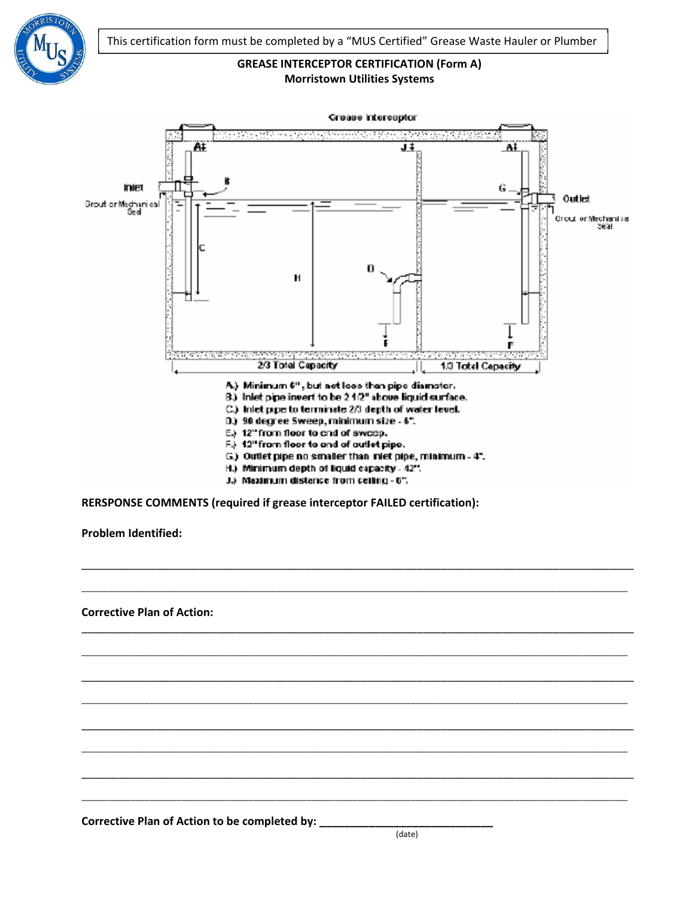This certification form must be completed by a "MUS Certified" Grease Waste Hauler or Plumber

**GREASE INTERCEPTOR CERTIFICATION (Form A)**
**Morristown Utilities Systems**

Grease Interceptor

Inlet

Grout or Mechanical Seal

Outlet

Grout or Mechanical Seal

A A J A B C D E F G H

2/3 Total Capacity

1/3 Total Capacity

A.) Minimum 6", but not less than pipe diameter.
B.) Inlet pipe invert to be 2 1/2" above liquid surface.
C.) Inlet pipe to terminate 2/3 depth of water level.
D.) 90 degree Sweep, minimum size - 6".
E.) 12" from floor to end of sweep.
F.) 12" from floor to end of outlet pipe.
G.) Outlet pipe no smaller than inlet pipe, minimum - 4".
H.) Minimum depth of liquid capacity - 42".
J.) Maximum distance from ceiling - 6".

**RERSPONSE COMMENTS (required if grease interceptor FAILED certification):**

**Problem Identified:**

_______________________________________________________________________________

_______________________________________________________________________________

**Corrective Plan of Action:**

_______________________________________________________________________________

_______________________________________________________________________________

_______________________________________________________________________________

_______________________________________________________________________________

_______________________________________________________________________________

_______________________________________________________________________________

_______________________________________________________________________________

_______________________________________________________________________________

**Corrective Plan of Action to be completed by:** ____________________________
(date)